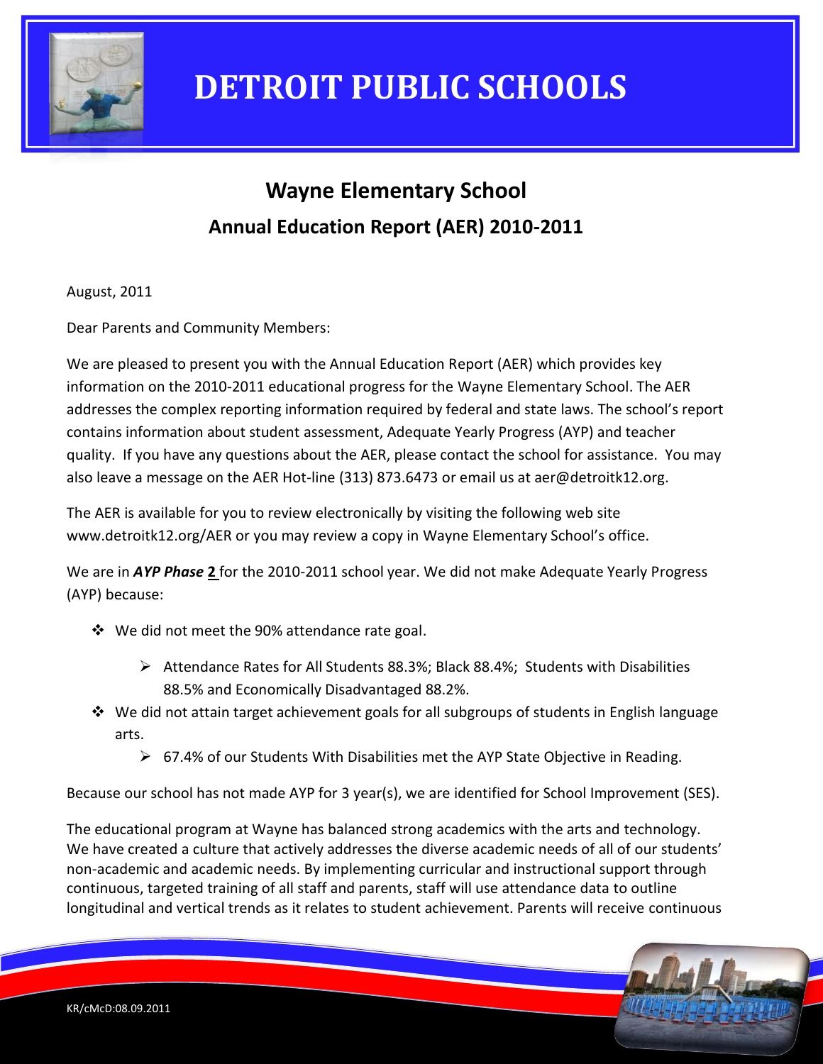# DETROIT PUBLIC SCHOOLS

## Wayne Elementary School

## Annual Education Report (AER) 2010-2011

August, 2011

Dear Parents and Community Members:

We are pleased to present you with the Annual Education Report (AER) which provides key information on the 2010-2011 educational progress for the Wayne Elementary School. The AER addresses the complex reporting information required by federal and state laws. The school's report contains information about student assessment, Adequate Yearly Progress (AYP) and teacher quality. If you have any questions about the AER, please contact the school for assistance. You may also leave a message on the AER Hot-line (313) 873.6473 or email us at aer@detroitk12.org.

The AER is available for you to review electronically by visiting the following web site www.detroitk12.org/AER or you may review a copy in Wayne Elementary School's office.

We are in ***AYP Phase*** **2** for the 2010-2011 school year. We did not make Adequate Yearly Progress (AYP) because:

- We did not meet the 90% attendance rate goal.
  - Attendance Rates for All Students 88.3%; Black 88.4%; Students with Disabilities 88.5% and Economically Disadvantaged 88.2%.
- We did not attain target achievement goals for all subgroups of students in English language arts.
  - 67.4% of our Students With Disabilities met the AYP State Objective in Reading.

Because our school has not made AYP for 3 year(s), we are identified for School Improvement (SES).

The educational program at Wayne has balanced strong academics with the arts and technology. We have created a culture that actively addresses the diverse academic needs of all of our students' non-academic and academic needs. By implementing curricular and instructional support through continuous, targeted training of all staff and parents, staff will use attendance data to outline longitudinal and vertical trends as it relates to student achievement. Parents will receive continuous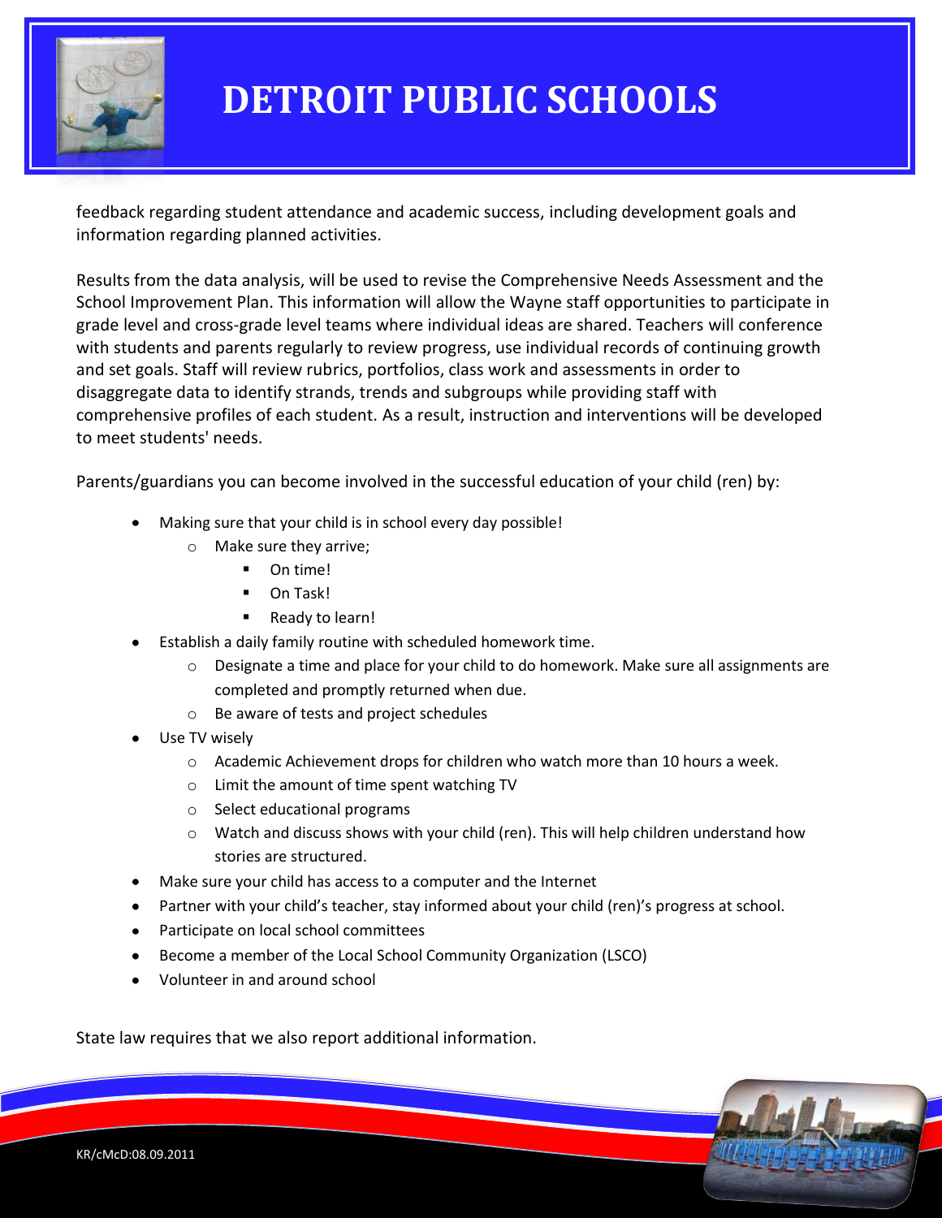feedback regarding student attendance and academic success, including development goals and information regarding planned activities.

Results from the data analysis, will be used to revise the Comprehensive Needs Assessment and the School Improvement Plan. This information will allow the Wayne staff opportunities to participate in grade level and cross-grade level teams where individual ideas are shared. Teachers will conference with students and parents regularly to review progress, use individual records of continuing growth and set goals. Staff will review rubrics, portfolios, class work and assessments in order to disaggregate data to identify strands, trends and subgroups while providing staff with comprehensive profiles of each student. As a result, instruction and interventions will be developed to meet students' needs.

Parents/guardians you can become involved in the successful education of your child (ren) by:

- Making sure that your child is in school every day possible!
  - Make sure they arrive;
    - On time!
    - On Task!
    - Ready to learn!
- Establish a daily family routine with scheduled homework time.
  - Designate a time and place for your child to do homework. Make sure all assignments are completed and promptly returned when due.
  - Be aware of tests and project schedules
- Use TV wisely
  - Academic Achievement drops for children who watch more than 10 hours a week.
  - Limit the amount of time spent watching TV
  - Select educational programs
  - Watch and discuss shows with your child (ren). This will help children understand how stories are structured.
- Make sure your child has access to a computer and the Internet
- Partner with your child's teacher, stay informed about your child (ren)'s progress at school.
- Participate on local school committees
- Become a member of the Local School Community Organization (LSCO)
- Volunteer in and around school

State law requires that we also report additional information.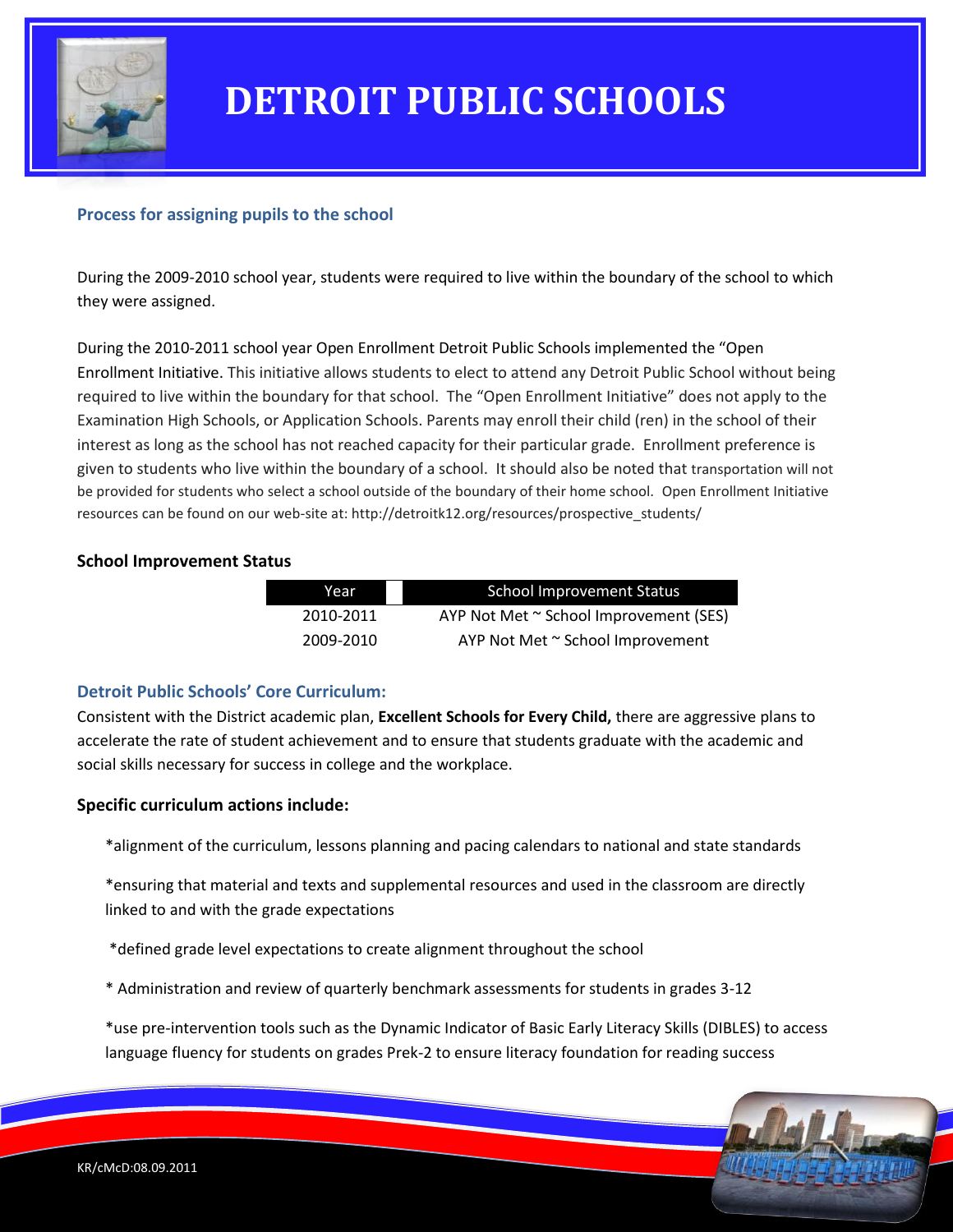# DETROIT PUBLIC SCHOOLS

## Process for assigning pupils to the school

During the 2009-2010 school year, students were required to live within the boundary of the school to which they were assigned.

During the 2010-2011 school year Open Enrollment Detroit Public Schools implemented the "Open Enrollment Initiative. This initiative allows students to elect to attend any Detroit Public School without being required to live within the boundary for that school. The "Open Enrollment Initiative" does not apply to the Examination High Schools, or Application Schools. Parents may enroll their child (ren) in the school of their interest as long as the school has not reached capacity for their particular grade. Enrollment preference is given to students who live within the boundary of a school. It should also be noted that transportation will not be provided for students who select a school outside of the boundary of their home school. Open Enrollment Initiative resources can be found on our web-site at: http://detroitk12.org/resources/prospective_students/

### School Improvement Status

| Year | School Improvement Status |
|---|---|
| 2010-2011 | AYP Not Met ~ School Improvement (SES) |
| 2009-2010 | AYP Not Met ~ School Improvement |

## Detroit Public Schools' Core Curriculum:

Consistent with the District academic plan, **Excellent Schools for Every Child,** there are aggressive plans to accelerate the rate of student achievement and to ensure that students graduate with the academic and social skills necessary for success in college and the workplace.

### Specific curriculum actions include:

*alignment of the curriculum, lessons planning and pacing calendars to national and state standards

*ensuring that material and texts and supplemental resources and used in the classroom are directly linked to and with the grade expectations

*defined grade level expectations to create alignment throughout the school

* Administration and review of quarterly benchmark assessments for students in grades 3-12

*use pre-intervention tools such as the Dynamic Indicator of Basic Early Literacy Skills (DIBLES) to access language fluency for students on grades Prek-2 to ensure literacy foundation for reading success

KR/cMcD:08.09.2011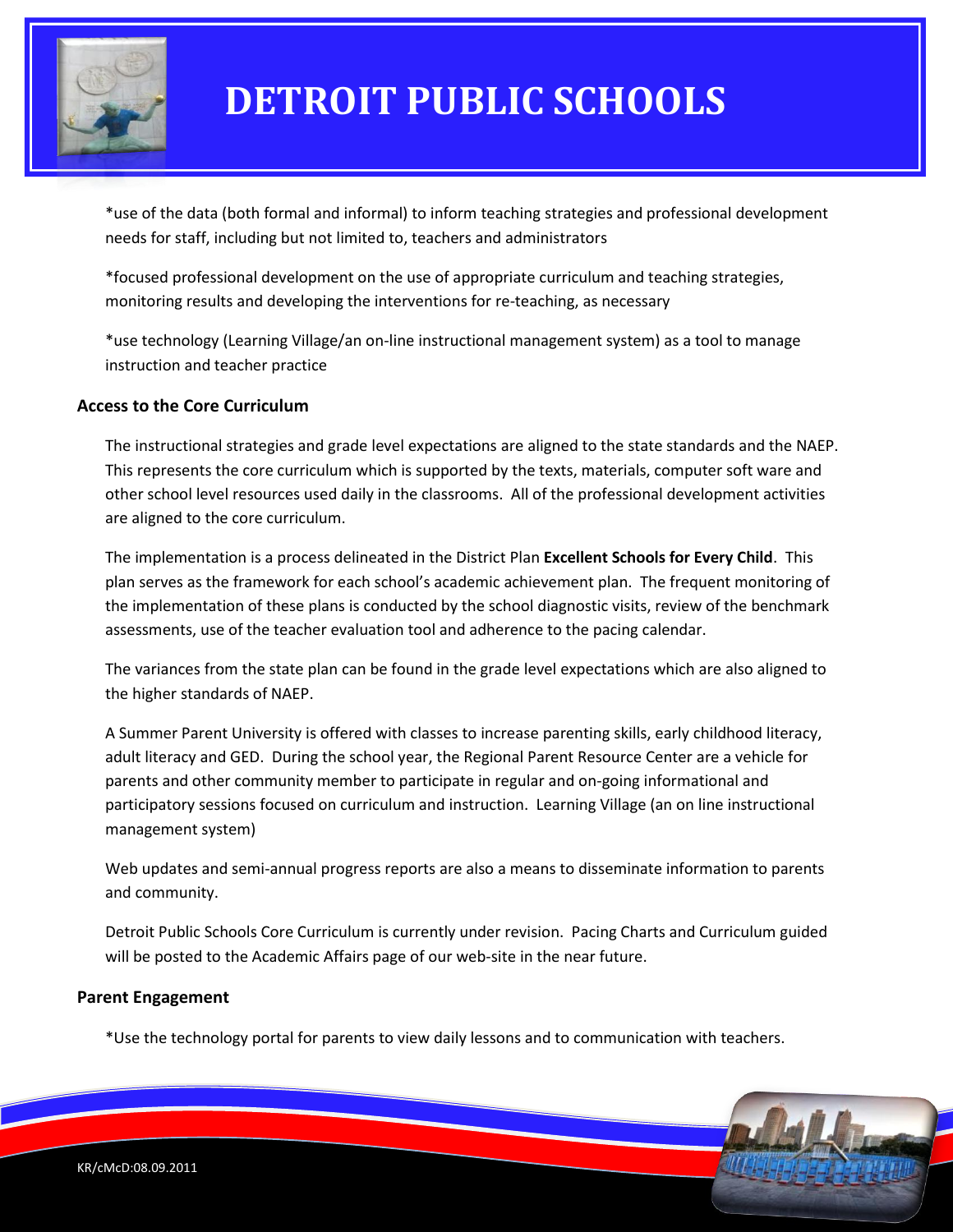*use of the data (both formal and informal) to inform teaching strategies and professional development needs for staff, including but not limited to, teachers and administrators

*focused professional development on the use of appropriate curriculum and teaching strategies, monitoring results and developing the interventions for re-teaching, as necessary

*use technology (Learning Village/an on-line instructional management system) as a tool to manage instruction and teacher practice

**Access to the Core Curriculum**

The instructional strategies and grade level expectations are aligned to the state standards and the NAEP. This represents the core curriculum which is supported by the texts, materials, computer soft ware and other school level resources used daily in the classrooms. All of the professional development activities are aligned to the core curriculum.

The implementation is a process delineated in the District Plan **Excellent Schools for Every Child**. This plan serves as the framework for each school's academic achievement plan. The frequent monitoring of the implementation of these plans is conducted by the school diagnostic visits, review of the benchmark assessments, use of the teacher evaluation tool and adherence to the pacing calendar.

The variances from the state plan can be found in the grade level expectations which are also aligned to the higher standards of NAEP.

A Summer Parent University is offered with classes to increase parenting skills, early childhood literacy, adult literacy and GED. During the school year, the Regional Parent Resource Center are a vehicle for parents and other community member to participate in regular and on-going informational and participatory sessions focused on curriculum and instruction. Learning Village (an on line instructional management system)

Web updates and semi-annual progress reports are also a means to disseminate information to parents and community.

Detroit Public Schools Core Curriculum is currently under revision. Pacing Charts and Curriculum guided will be posted to the Academic Affairs page of our web-site in the near future.

**Parent Engagement**

*Use the technology portal for parents to view daily lessons and to communication with teachers.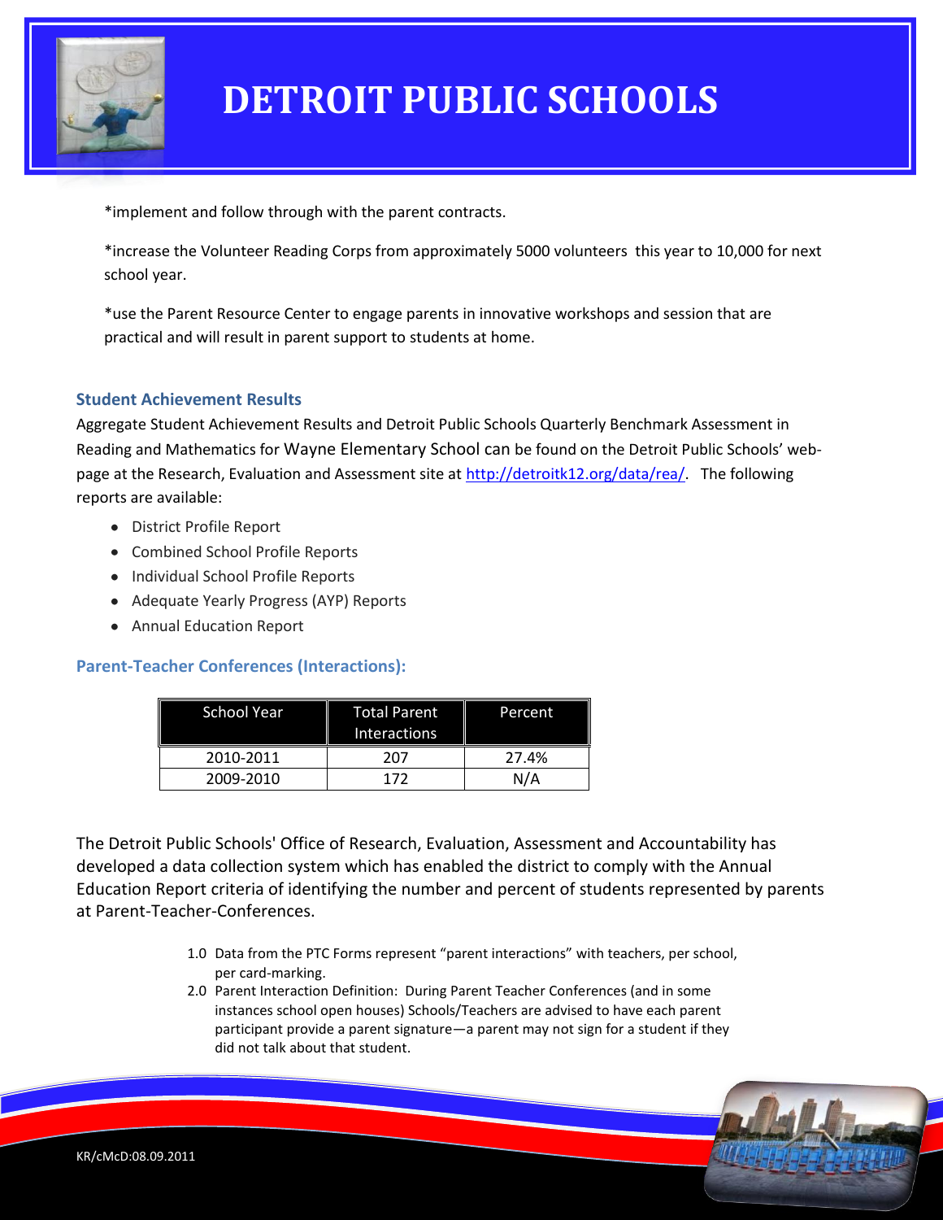*implement and follow through with the parent contracts.

*increase the Volunteer Reading Corps from approximately 5000 volunteers this year to 10,000 for next school year.

*use the Parent Resource Center to engage parents in innovative workshops and session that are practical and will result in parent support to students at home.

### Student Achievement Results

Aggregate Student Achievement Results and Detroit Public Schools Quarterly Benchmark Assessment in Reading and Mathematics for Wayne Elementary School can be found on the Detroit Public Schools' web-page at the Research, Evaluation and Assessment site at [http://detroitk12.org/data/rea/](http://detroitk12.org/data/rea/). The following reports are available:

- District Profile Report
- Combined School Profile Reports
- Individual School Profile Reports
- Adequate Yearly Progress (AYP) Reports
- Annual Education Report

### Parent-Teacher Conferences (Interactions):

| School Year | Total Parent Interactions | Percent |
|---|---|---|
| 2010-2011 | 207 | 27.4% |
| 2009-2010 | 172 | N/A |

The Detroit Public Schools' Office of Research, Evaluation, Assessment and Accountability has developed a data collection system which has enabled the district to comply with the Annual Education Report criteria of identifying the number and percent of students represented by parents at Parent-Teacher-Conferences.

1.0 Data from the PTC Forms represent "parent interactions" with teachers, per school, per card-marking.

2.0 Parent Interaction Definition: During Parent Teacher Conferences (and in some instances school open houses) Schools/Teachers are advised to have each parent participant provide a parent signature—a parent may not sign for a student if they did not talk about that student.

KR/cMcD:08.09.2011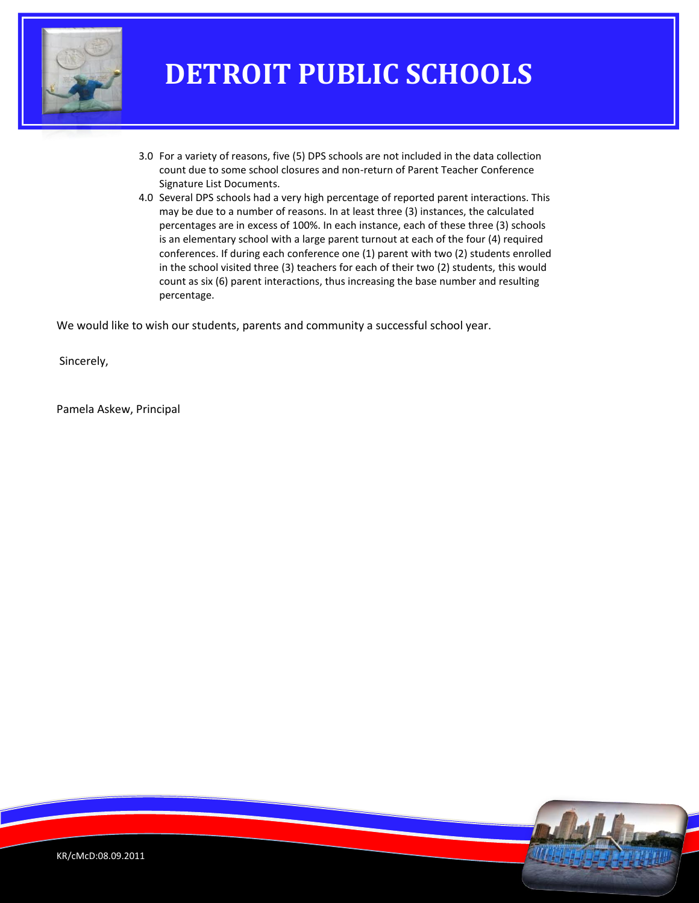3.0 For a variety of reasons, five (5) DPS schools are not included in the data collection count due to some school closures and non-return of Parent Teacher Conference Signature List Documents.

4.0 Several DPS schools had a very high percentage of reported parent interactions. This may be due to a number of reasons. In at least three (3) instances, the calculated percentages are in excess of 100%. In each instance, each of these three (3) schools is an elementary school with a large parent turnout at each of the four (4) required conferences. If during each conference one (1) parent with two (2) students enrolled in the school visited three (3) teachers for each of their two (2) students, this would count as six (6) parent interactions, thus increasing the base number and resulting percentage.

We would like to wish our students, parents and community a successful school year.

Sincerely,

Pamela Askew, Principal

KR/cMcD:08.09.2011